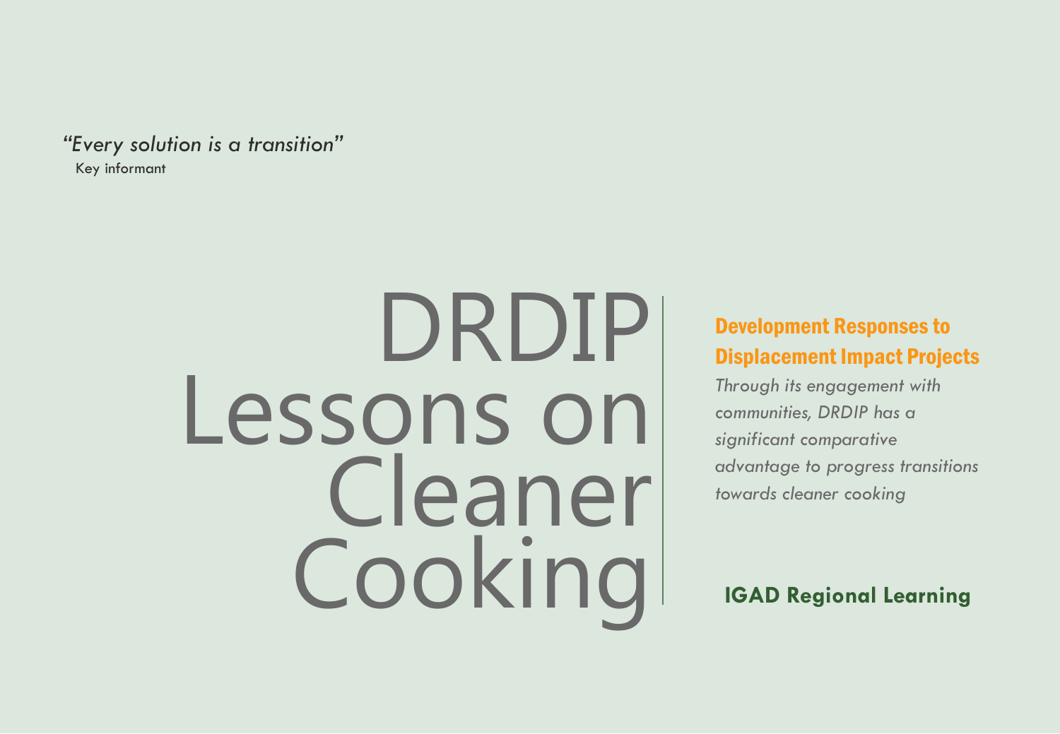*"Every solution is a transition"*
Key informant

# DRDIP Lessons on Cleaner Cooking

## Development Responses to Displacement Impact Projects

*Through its engagement with communities, DRDIP has a significant comparative advantage to progress transitions towards cleaner cooking*

**IGAD Regional Learning**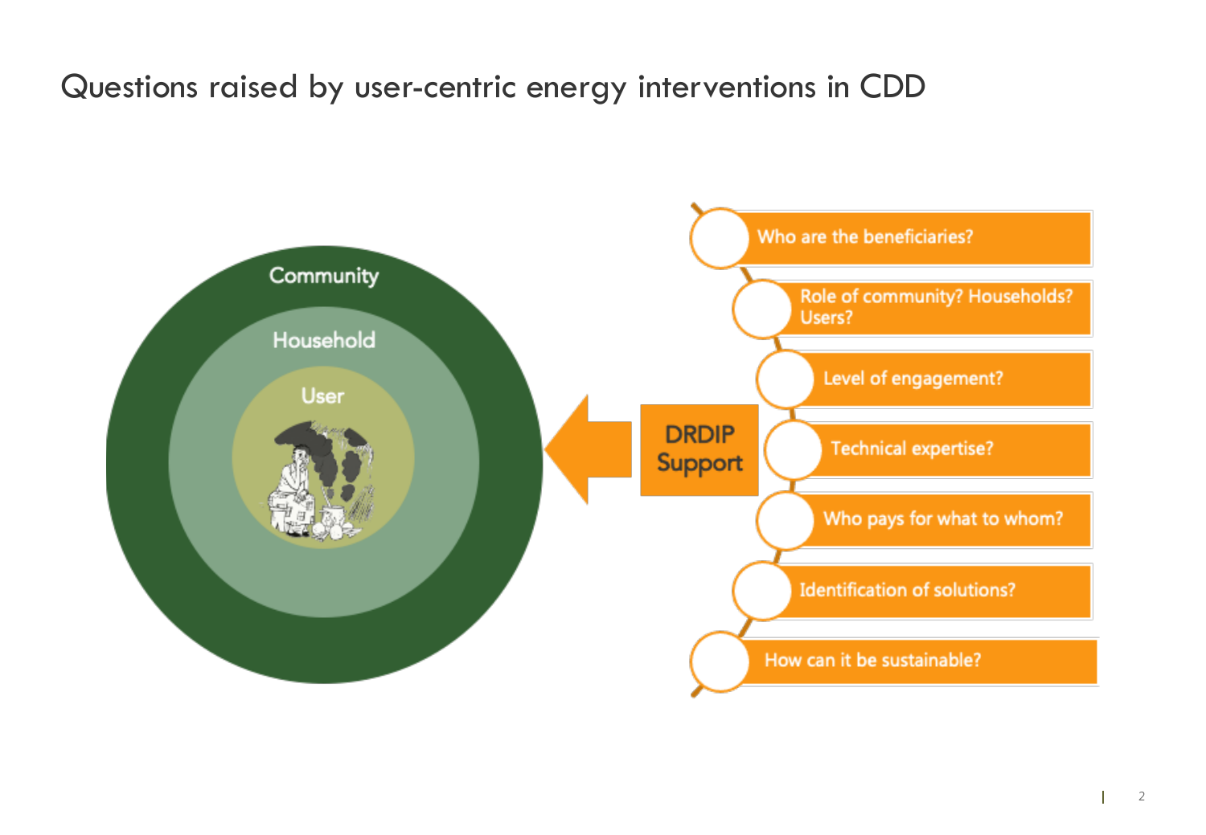# Questions raised by user-centric energy interventions in CDD

Community

Household

User

DRDIP Support

- Who are the beneficiaries?
- Role of community? Households? Users?
- Level of engagement?
- Technical expertise?
- Who pays for what to whom?
- Identification of solutions?
- How can it be sustainable?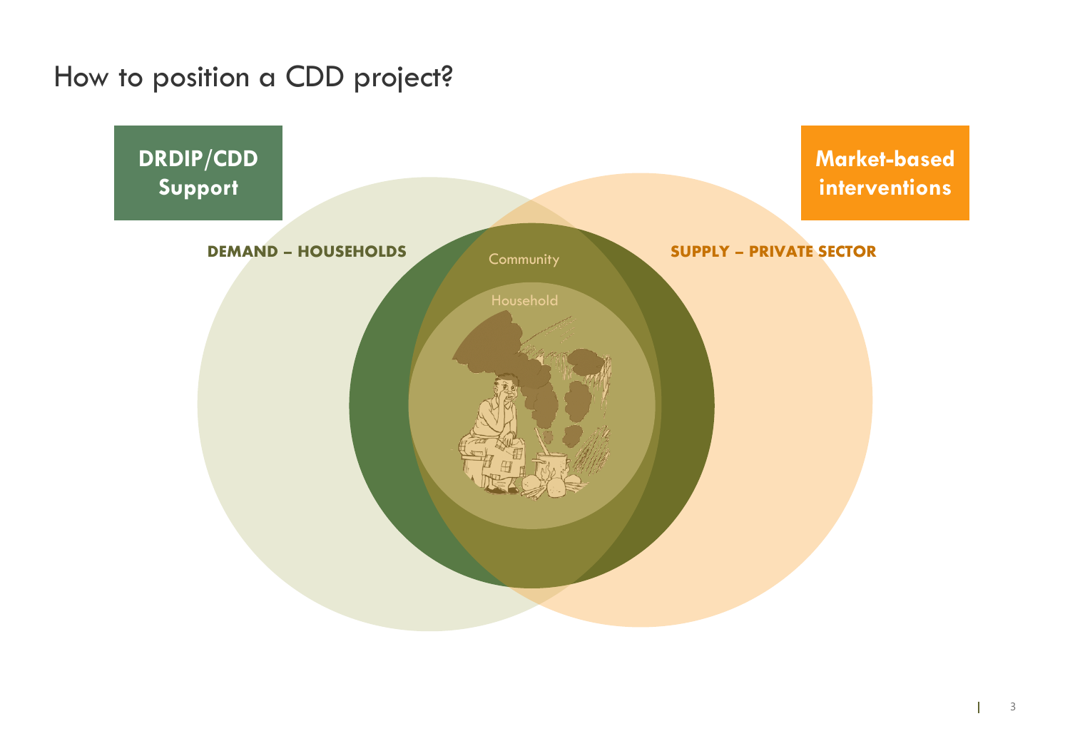# How to position a CDD project?

**DRDIP/CDD Support**

**Market-based interventions**

**DEMAND – HOUSEHOLDS**

**SUPPLY – PRIVATE SECTOR**

Community

Household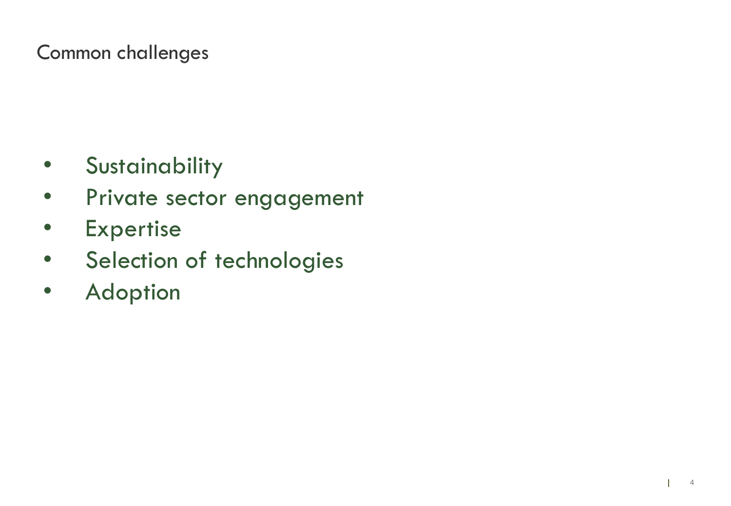## Common challenges

- Sustainability
- Private sector engagement
- Expertise
- Selection of technologies
- Adoption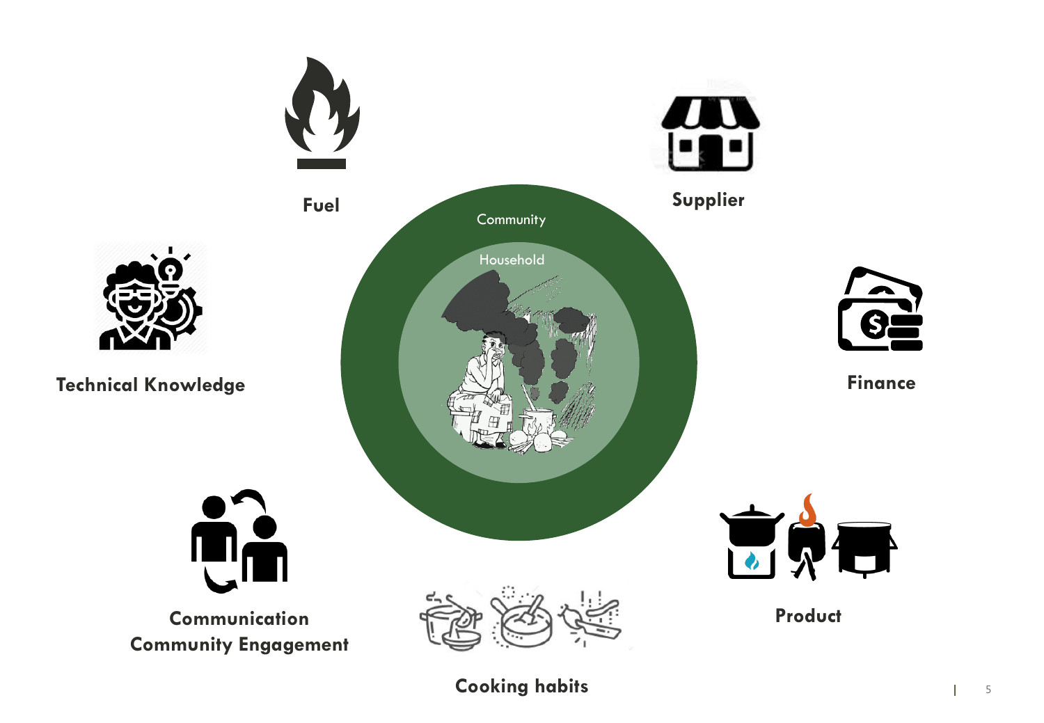Fuel

Supplier

Community

Household

Technical Knowledge

Finance

Communication
Community Engagement

Product

Cooking habits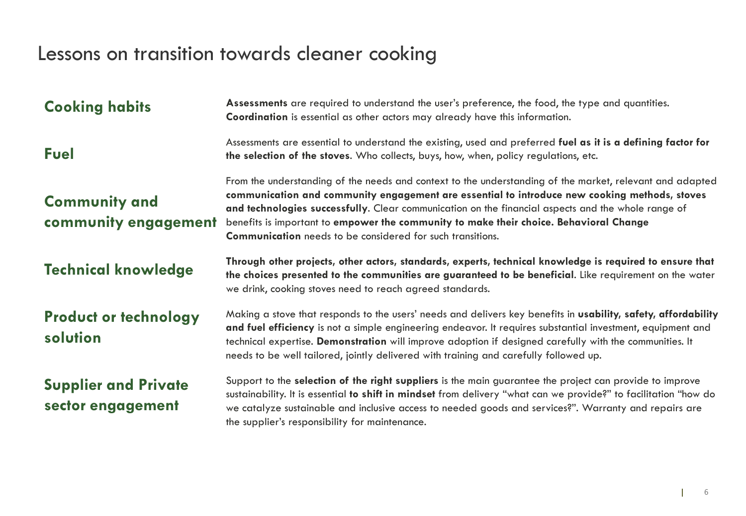# Lessons on transition towards cleaner cooking

## Cooking habits

**Assessments** are required to understand the user's preference, the food, the type and quantities. **Coordination** is essential as other actors may already have this information.

## Fuel

Assessments are essential to understand the existing, used and preferred **fuel as it is a defining factor for the selection of the stoves**. Who collects, buys, how, when, policy regulations, etc.

## Community and community engagement

From the understanding of the needs and context to the understanding of the market, relevant and adapted **communication and community engagement are essential to introduce new cooking methods, stoves and technologies successfully**. Clear communication on the financial aspects and the whole range of benefits is important to **empower the community to make their choice. Behavioral Change Communication** needs to be considered for such transitions.

## Technical knowledge

**Through other projects, other actors, standards, experts, technical knowledge is required to ensure that the choices presented to the communities are guaranteed to be beneficial**. Like requirement on the water we drink, cooking stoves need to reach agreed standards.

## Product or technology solution

Making a stove that responds to the users' needs and delivers key benefits in **usability, safety, affordability and fuel efficiency** is not a simple engineering endeavor. It requires substantial investment, equipment and technical expertise. **Demonstration** will improve adoption if designed carefully with the communities. It needs to be well tailored, jointly delivered with training and carefully followed up.

## Supplier and Private sector engagement

Support to the **selection of the right suppliers** is the main guarantee the project can provide to improve sustainability. It is essential **to shift in mindset** from delivery "what can we provide?" to facilitation "how do we catalyze sustainable and inclusive access to needed goods and services?". Warranty and repairs are the supplier's responsibility for maintenance.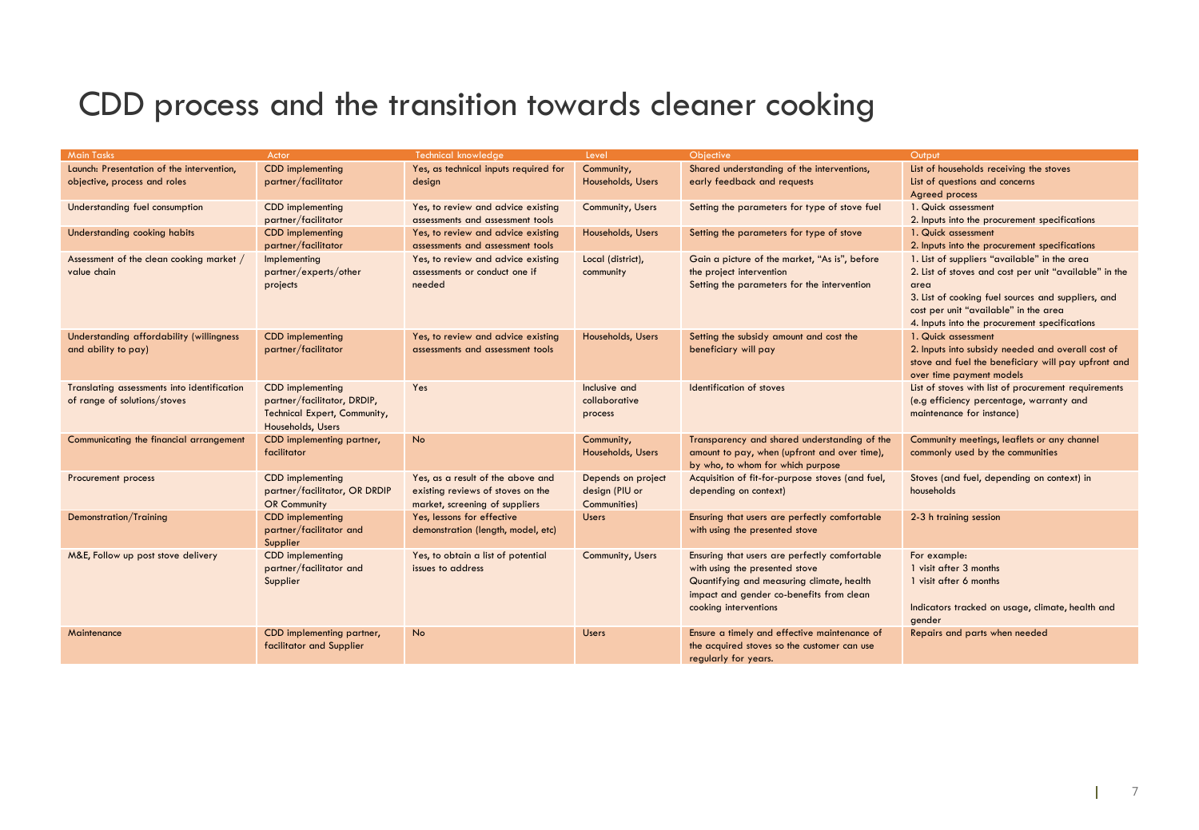# CDD process and the transition towards cleaner cooking

| Main Tasks | Actor | Technical knowledge | Level | Objective | Output |
|---|---|---|---|---|---|
| Launch: Presentation of the intervention, objective, process and roles | CDD implementing partner/facilitator | Yes, as technical inputs required for design | Community, Households, Users | Shared understanding of the interventions, early feedback and requests | List of households receiving the stoves<br>List of questions and concerns<br>Agreed process |
| Understanding fuel consumption | CDD implementing partner/facilitator | Yes, to review and advice existing assessments and assessment tools | Community, Users | Setting the parameters for type of stove fuel | 1. Quick assessment<br>2. Inputs into the procurement specifications |
| Understanding cooking habits | CDD implementing partner/facilitator | Yes, to review and advice existing assessments and assessment tools | Households, Users | Setting the parameters for type of stove | 1. Quick assessment<br>2. Inputs into the procurement specifications |
| Assessment of the clean cooking market / value chain | Implementing partner/experts/other projects | Yes, to review and advice existing assessments or conduct one if needed | Local (district), community | Gain a picture of the market, "As is", before the project intervention<br>Setting the parameters for the intervention | 1. List of suppliers "available" in the area<br>2. List of stoves and cost per unit "available" in the area<br>3. List of cooking fuel sources and suppliers, and cost per unit "available" in the area<br>4. Inputs into the procurement specifications |
| Understanding affordability (willingness and ability to pay) | CDD implementing partner/facilitator | Yes, to review and advice existing assessments and assessment tools | Households, Users | Setting the subsidy amount and cost the beneficiary will pay | 1. Quick assessment<br>2. Inputs into subsidy needed and overall cost of stove and fuel the beneficiary will pay upfront and over time payment models |
| Translating assessments into identification of range of solutions/stoves | CDD implementing partner/facilitator, DRDIP, Technical Expert, Community, Households, Users | Yes | Inclusive and collaborative process | Identification of stoves | List of stoves with list of procurement requirements (e.g efficiency percentage, warranty and maintenance for instance) |
| Communicating the financial arrangement | CDD implementing partner, facilitator | No | Community, Households, Users | Transparency and shared understanding of the amount to pay, when (upfront and over time), by who, to whom for which purpose | Community meetings, leaflets or any channel commonly used by the communities |
| Procurement process | CDD implementing partner/facilitator, OR DRDIP OR Community | Yes, as a result of the above and existing reviews of stoves on the market, screening of suppliers | Depends on project design (PIU or Communities) | Acquisition of fit-for-purpose stoves (and fuel, depending on context) | Stoves (and fuel, depending on context) in households |
| Demonstration/Training | CDD implementing partner/facilitator and Supplier | Yes, lessons for effective demonstration (length, model, etc) | Users | Ensuring that users are perfectly comfortable with using the presented stove | 2-3 h training session |
| M&E, Follow up post stove delivery | CDD implementing partner/facilitator and Supplier | Yes, to obtain a list of potential issues to address | Community, Users | Ensuring that users are perfectly comfortable with using the presented stove<br>Quantifying and measuring climate, health impact and gender co-benefits from clean cooking interventions | For example:<br>1 visit after 3 months<br>1 visit after 6 months<br><br>Indicators tracked on usage, climate, health and gender |
| Maintenance | CDD implementing partner, facilitator and Supplier | No | Users | Ensure a timely and effective maintenance of the acquired stoves so the customer can use regularly for years. | Repairs and parts when needed |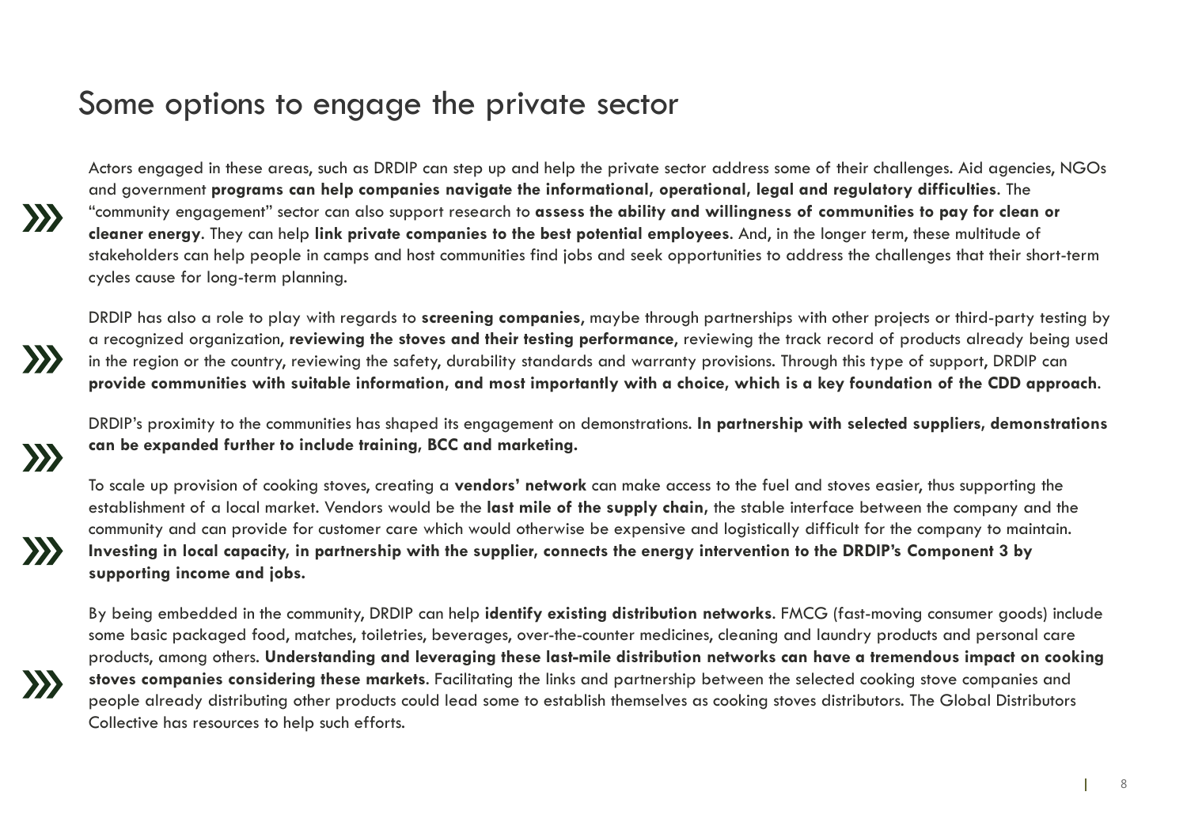# Some options to engage the private sector

Actors engaged in these areas, such as DRDIP can step up and help the private sector address some of their challenges. Aid agencies, NGOs and government **programs can help companies navigate the informational, operational, legal and regulatory difficulties**. The "community engagement" sector can also support research to **assess the ability and willingness of communities to pay for clean or cleaner energy**. They can help **link private companies to the best potential employees**. And, in the longer term, these multitude of stakeholders can help people in camps and host communities find jobs and seek opportunities to address the challenges that their short-term cycles cause for long-term planning.

DRDIP has also a role to play with regards to **screening companies**, maybe through partnerships with other projects or third-party testing by a recognized organization, **reviewing the stoves and their testing performance**, reviewing the track record of products already being used in the region or the country, reviewing the safety, durability standards and warranty provisions. Through this type of support, DRDIP can **provide communities with suitable information, and most importantly with a choice, which is a key foundation of the CDD approach**.

DRDIP's proximity to the communities has shaped its engagement on demonstrations. **In partnership with selected suppliers, demonstrations can be expanded further to include training, BCC and marketing.**

To scale up provision of cooking stoves, creating a **vendors' network** can make access to the fuel and stoves easier, thus supporting the establishment of a local market. Vendors would be the **last mile of the supply chain**, the stable interface between the company and the community and can provide for customer care which would otherwise be expensive and logistically difficult for the company to maintain. **Investing in local capacity, in partnership with the supplier, connects the energy intervention to the DRDIP's Component 3 by supporting income and jobs.**

By being embedded in the community, DRDIP can help **identify existing distribution networks**. FMCG (fast-moving consumer goods) include some basic packaged food, matches, toiletries, beverages, over-the-counter medicines, cleaning and laundry products and personal care products, among others. **Understanding and leveraging these last-mile distribution networks can have a tremendous impact on cooking stoves companies considering these markets**. Facilitating the links and partnership between the selected cooking stove companies and people already distributing other products could lead some to establish themselves as cooking stoves distributors. The Global Distributors Collective has resources to help such efforts.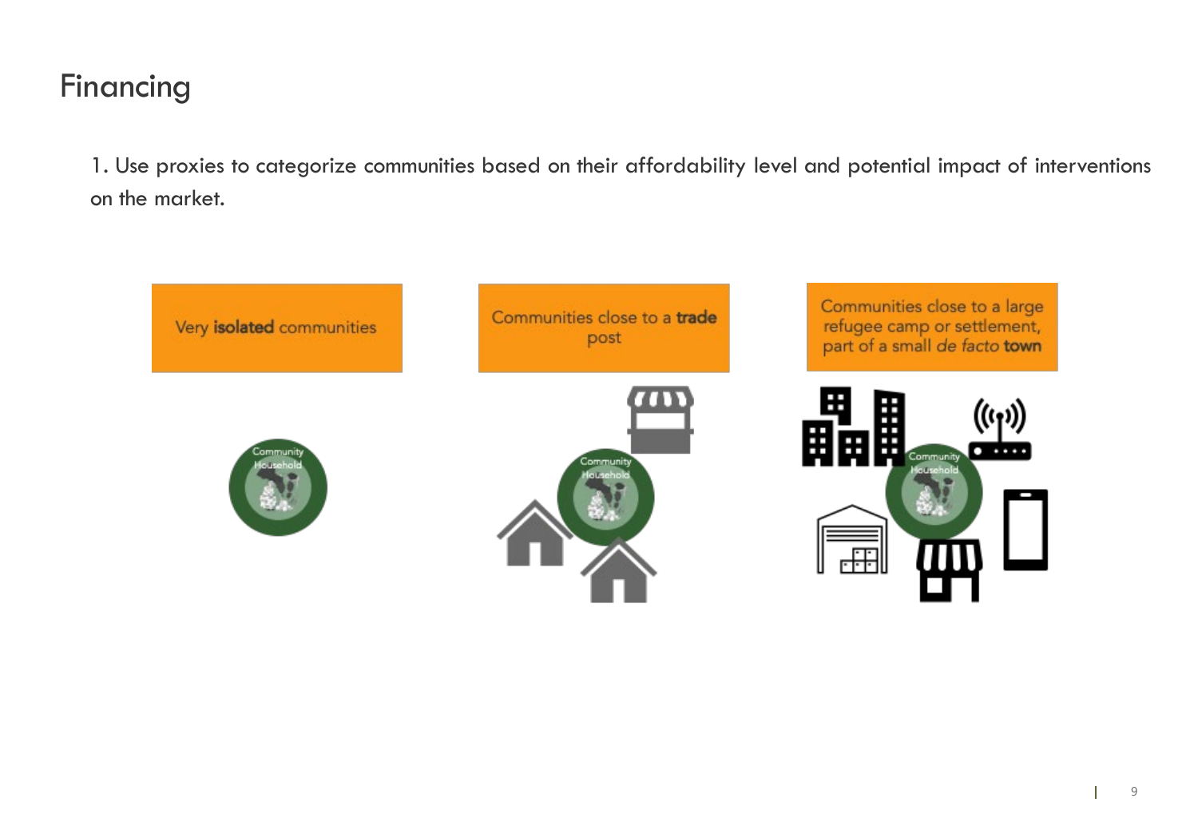# Financing

1. Use proxies to categorize communities based on their affordability level and potential impact of interventions on the market.

Very **isolated** communities

Communities close to a **trade** post

Communities close to a large refugee camp or settlement, part of a small *de facto* **town**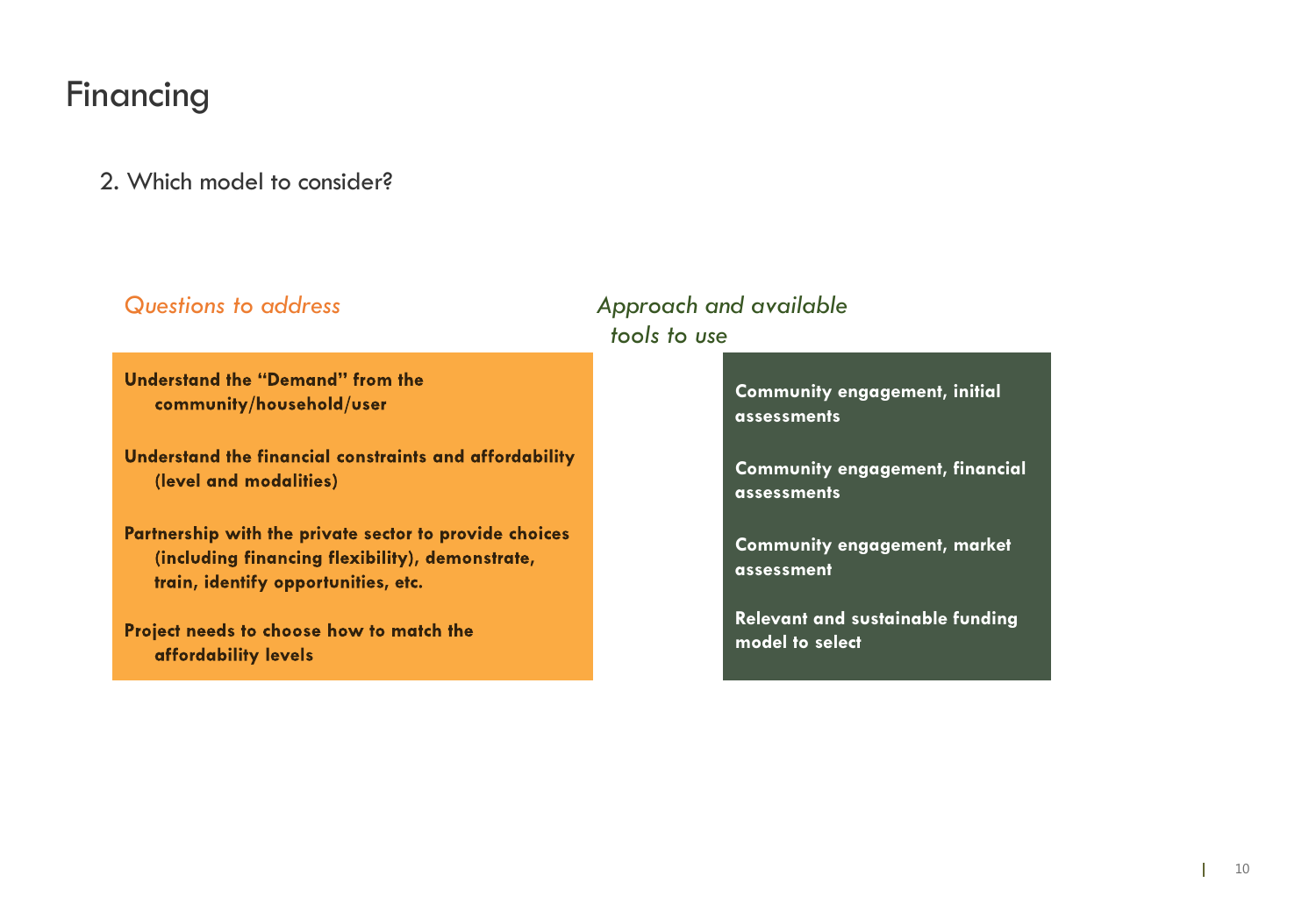# Financing

2. Which model to consider?

| *Questions to address* | *Approach and available tools to use* |
| --- | --- |
| **Understand the "Demand" from the community/household/user** | **Community engagement, initial assessments** |
| **Understand the financial constraints and affordability (level and modalities)** | **Community engagement, financial assessments** |
| **Partnership with the private sector to provide choices (including financing flexibility), demonstrate, train, identify opportunities, etc.** | **Community engagement, market assessment** |
| **Project needs to choose how to match the affordability levels** | **Relevant and sustainable funding model to select** |